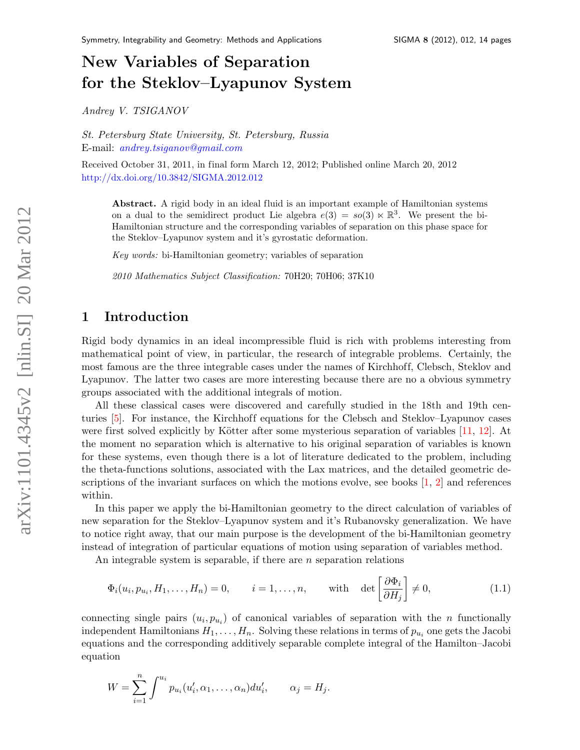# New Variables of Separation for the Steklov–Lyapunov System

*Andrey V. TSIGANOV*

*St. Petersburg State University, St. Petersburg, Russia*
E-mail: andrey.tsiganov@gmail.com

Received October 31, 2011, in final form March 12, 2012; Published online March 20, 2012
http://dx.doi.org/10.3842/SIGMA.2012.012

**Abstract.** A rigid body in an ideal fluid is an important example of Hamiltonian systems on a dual to the semidirect product Lie algebra $e(3) = so(3) \ltimes \mathbb{R}^3$. We present the bi-Hamiltonian structure and the corresponding variables of separation on this phase space for the Steklov–Lyapunov system and it's gyrostatic deformation.

*Key words:* bi-Hamiltonian geometry; variables of separation

*2010 Mathematics Subject Classification:* 70H20; 70H06; 37K10

## 1 Introduction

Rigid body dynamics in an ideal incompressible fluid is rich with problems interesting from mathematical point of view, in particular, the research of integrable problems. Certainly, the most famous are the three integrable cases under the names of Kirchhoff, Clebsch, Steklov and Lyapunov. The latter two cases are more interesting because there are no a obvious symmetry groups associated with the additional integrals of motion.

All these classical cases were discovered and carefully studied in the 18th and 19th centuries [5]. For instance, the Kirchhoff equations for the Clebsch and Steklov–Lyapunov cases were first solved explicitly by Kötter after some mysterious separation of variables [11, 12]. At the moment no separation which is alternative to his original separation of variables is known for these systems, even though there is a lot of literature dedicated to the problem, including the theta-functions solutions, associated with the Lax matrices, and the detailed geometric descriptions of the invariant surfaces on which the motions evolve, see books [1, 2] and references within.

In this paper we apply the bi-Hamiltonian geometry to the direct calculation of variables of new separation for the Steklov–Lyapunov system and it's Rubanovsky generalization. We have to notice right away, that our main purpose is the development of the bi-Hamiltonian geometry instead of integration of particular equations of motion using separation of variables method.

An integrable system is separable, if there are $n$ separation relations

$$\Phi_i(u_i, p_{u_i}, H_1, \dots, H_n) = 0, \qquad i = 1, \dots, n, \qquad \text{with} \quad \det\left[\frac{\partial \Phi_i}{\partial H_j}\right] \neq 0, \tag{1.1}$$

connecting single pairs $(u_i, p_{u_i})$ of canonical variables of separation with the $n$ functionally independent Hamiltonians $H_1, \dots, H_n$. Solving these relations in terms of $p_{u_i}$ one gets the Jacobi equations and the corresponding additively separable complete integral of the Hamilton–Jacobi equation

$$W = \sum_{i=1}^{n} \int^{u_i} p_{u_i}(u_i', \alpha_1, \dots, \alpha_n) du_i', \qquad \alpha_j = H_j.$$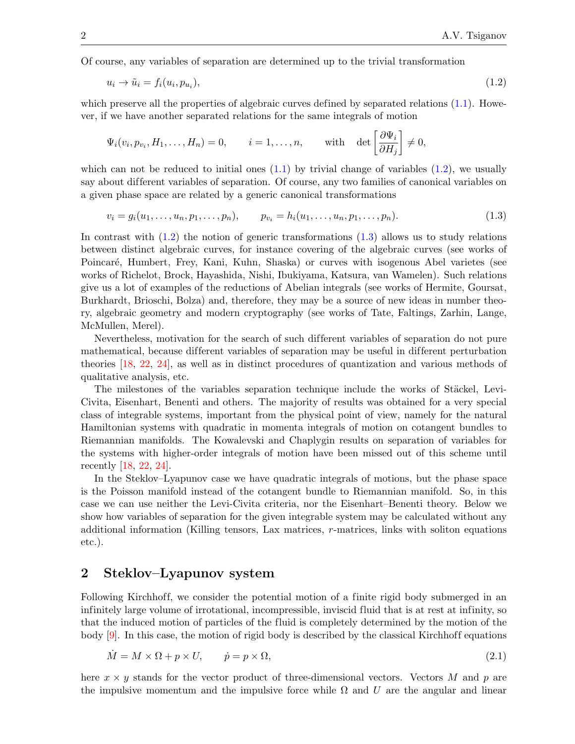Of course, any variables of separation are determined up to the trivial transformation

$$u_i \to \tilde{u}_i = f_i(u_i, p_{u_i}), \tag{1.2}$$

which preserve all the properties of algebraic curves defined by separated relations (1.1). However, if we have another separated relations for the same integrals of motion

$$\Psi_i(v_i, p_{v_i}, H_1, \ldots, H_n) = 0, \qquad i = 1, \ldots, n, \qquad \text{with} \quad \det\left[\frac{\partial \Psi_i}{\partial H_j}\right] \neq 0,$$

which can not be reduced to initial ones (1.1) by trivial change of variables (1.2), we usually say about different variables of separation. Of course, any two families of canonical variables on a given phase space are related by a generic canonical transformations

$$v_i = g_i(u_1, \ldots, u_n, p_1, \ldots, p_n), \qquad p_{v_i} = h_i(u_1, \ldots, u_n, p_1, \ldots, p_n). \tag{1.3}$$

In contrast with (1.2) the notion of generic transformations (1.3) allows us to study relations between distinct algebraic curves, for instance covering of the algebraic curves (see works of Poincaré, Humbert, Frey, Kani, Kuhn, Shaska) or curves with isogenous Abel varietes (see works of Richelot, Brock, Hayashida, Nishi, Ibukiyama, Katsura, van Wamelen). Such relations give us a lot of examples of the reductions of Abelian integrals (see works of Hermite, Goursat, Burkhardt, Brioschi, Bolza) and, therefore, they may be a source of new ideas in number theory, algebraic geometry and modern cryptography (see works of Tate, Faltings, Zarhin, Lange, McMullen, Merel).

Nevertheless, motivation for the search of such different variables of separation do not pure mathematical, because different variables of separation may be useful in different perturbation theories [18, 22, 24], as well as in distinct procedures of quantization and various methods of qualitative analysis, etc.

The milestones of the variables separation technique include the works of Stäckel, Levi-Civita, Eisenhart, Benenti and others. The majority of results was obtained for a very special class of integrable systems, important from the physical point of view, namely for the natural Hamiltonian systems with quadratic in momenta integrals of motion on cotangent bundles to Riemannian manifolds. The Kowalevski and Chaplygin results on separation of variables for the systems with higher-order integrals of motion have been missed out of this scheme until recently [18, 22, 24].

In the Steklov–Lyapunov case we have quadratic integrals of motions, but the phase space is the Poisson manifold instead of the cotangent bundle to Riemannian manifold. So, in this case we can use neither the Levi-Civita criteria, nor the Eisenhart–Benenti theory. Below we show how variables of separation for the given integrable system may be calculated without any additional information (Killing tensors, Lax matrices, $r$-matrices, links with soliton equations etc.).

## 2 Steklov–Lyapunov system

Following Kirchhoff, we consider the potential motion of a finite rigid body submerged in an infinitely large volume of irrotational, incompressible, inviscid fluid that is at rest at infinity, so that the induced motion of particles of the fluid is completely determined by the motion of the body [9]. In this case, the motion of rigid body is described by the classical Kirchhoff equations

$$\dot{M} = M \times \Omega + p \times U, \qquad \dot{p} = p \times \Omega, \tag{2.1}$$

here $x \times y$ stands for the vector product of three-dimensional vectors. Vectors $M$ and $p$ are the impulsive momentum and the impulsive force while $\Omega$ and $U$ are the angular and linear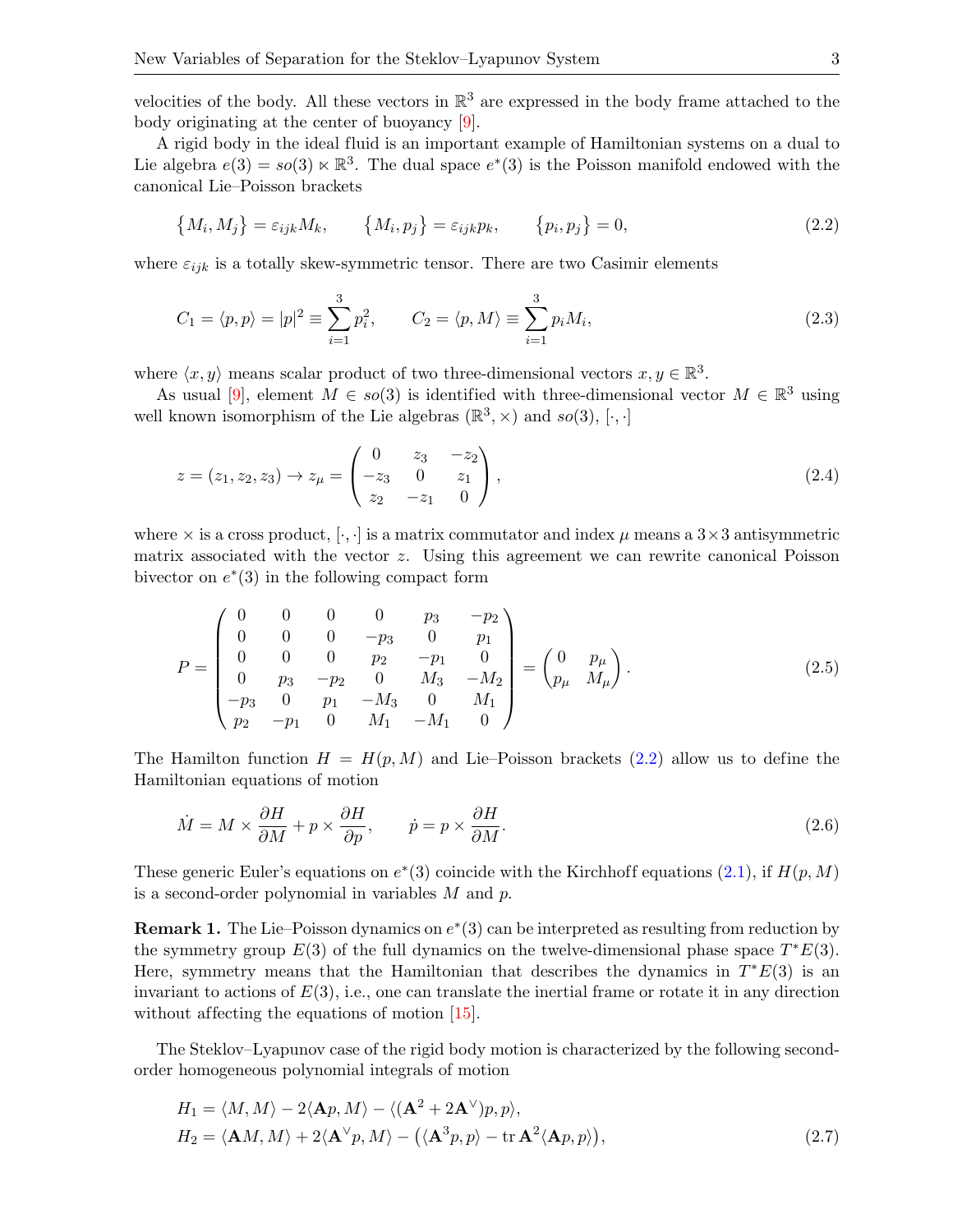velocities of the body. All these vectors in $\mathbb{R}^3$ are expressed in the body frame attached to the body originating at the center of buoyancy [9].

A rigid body in the ideal fluid is an important example of Hamiltonian systems on a dual to Lie algebra $e(3) = so(3) \ltimes \mathbb{R}^3$. The dual space $e^*(3)$ is the Poisson manifold endowed with the canonical Lie–Poisson brackets

$$\{M_i, M_j\} = \varepsilon_{ijk} M_k, \qquad \{M_i, p_j\} = \varepsilon_{ijk} p_k, \qquad \{p_i, p_j\} = 0, \tag{2.2}$$

where $\varepsilon_{ijk}$ is a totally skew-symmetric tensor. There are two Casimir elements

$$C_1 = \langle p, p\rangle = |p|^2 \equiv \sum_{i=1}^{3} p_i^2, \qquad C_2 = \langle p, M\rangle \equiv \sum_{i=1}^{3} p_i M_i, \tag{2.3}$$

where $\langle x, y\rangle$ means scalar product of two three-dimensional vectors $x, y \in \mathbb{R}^3$.

As usual [9], element $M \in so(3)$ is identified with three-dimensional vector $M \in \mathbb{R}^3$ using well known isomorphism of the Lie algebras $(\mathbb{R}^3, \times)$ and $so(3)$, $[\cdot,\cdot]$

$$z = (z_1, z_2, z_3) \to z_\mu = \begin{pmatrix} 0 & z_3 & -z_2 \\ -z_3 & 0 & z_1 \\ z_2 & -z_1 & 0 \end{pmatrix}, \tag{2.4}$$

where $\times$ is a cross product, $[\cdot,\cdot]$ is a matrix commutator and index $\mu$ means a $3\times 3$ antisymmetric matrix associated with the vector $z$. Using this agreement we can rewrite canonical Poisson bivector on $e^*(3)$ in the following compact form

$$P = \begin{pmatrix} 0 & 0 & 0 & 0 & p_3 & -p_2 \\ 0 & 0 & 0 & -p_3 & 0 & p_1 \\ 0 & 0 & 0 & p_2 & -p_1 & 0 \\ 0 & p_3 & -p_2 & 0 & M_3 & -M_2 \\ -p_3 & 0 & p_1 & -M_3 & 0 & M_1 \\ p_2 & -p_1 & 0 & M_1 & -M_1 & 0 \end{pmatrix} = \begin{pmatrix} 0 & p_\mu \\ p_\mu & M_\mu \end{pmatrix}. \tag{2.5}$$

The Hamilton function $H = H(p, M)$ and Lie–Poisson brackets (2.2) allow us to define the Hamiltonian equations of motion

$$\dot{M} = M \times \frac{\partial H}{\partial M} + p \times \frac{\partial H}{\partial p}, \qquad \dot{p} = p \times \frac{\partial H}{\partial M}. \tag{2.6}$$

These generic Euler's equations on $e^*(3)$ coincide with the Kirchhoff equations (2.1), if $H(p, M)$ is a second-order polynomial in variables $M$ and $p$.

**Remark 1.** The Lie–Poisson dynamics on $e^*(3)$ can be interpreted as resulting from reduction by the symmetry group $E(3)$ of the full dynamics on the twelve-dimensional phase space $T^*E(3)$. Here, symmetry means that the Hamiltonian that describes the dynamics in $T^*E(3)$ is an invariant to actions of $E(3)$, i.e., one can translate the inertial frame or rotate it in any direction without affecting the equations of motion [15].

The Steklov–Lyapunov case of the rigid body motion is characterized by the following second-order homogeneous polynomial integrals of motion

$$\begin{aligned} H_1 &= \langle M, M\rangle - 2\langle \mathbf{A}p, M\rangle - \langle (\mathbf{A}^2 + 2\mathbf{A}^\vee)p, p\rangle, \\ H_2 &= \langle \mathbf{A}M, M\rangle + 2\langle \mathbf{A}^\vee p, M\rangle - \big(\langle \mathbf{A}^3 p, p\rangle - \operatorname{tr} \mathbf{A}^2 \langle \mathbf{A}p, p\rangle\big), \end{aligned} \tag{2.7}$$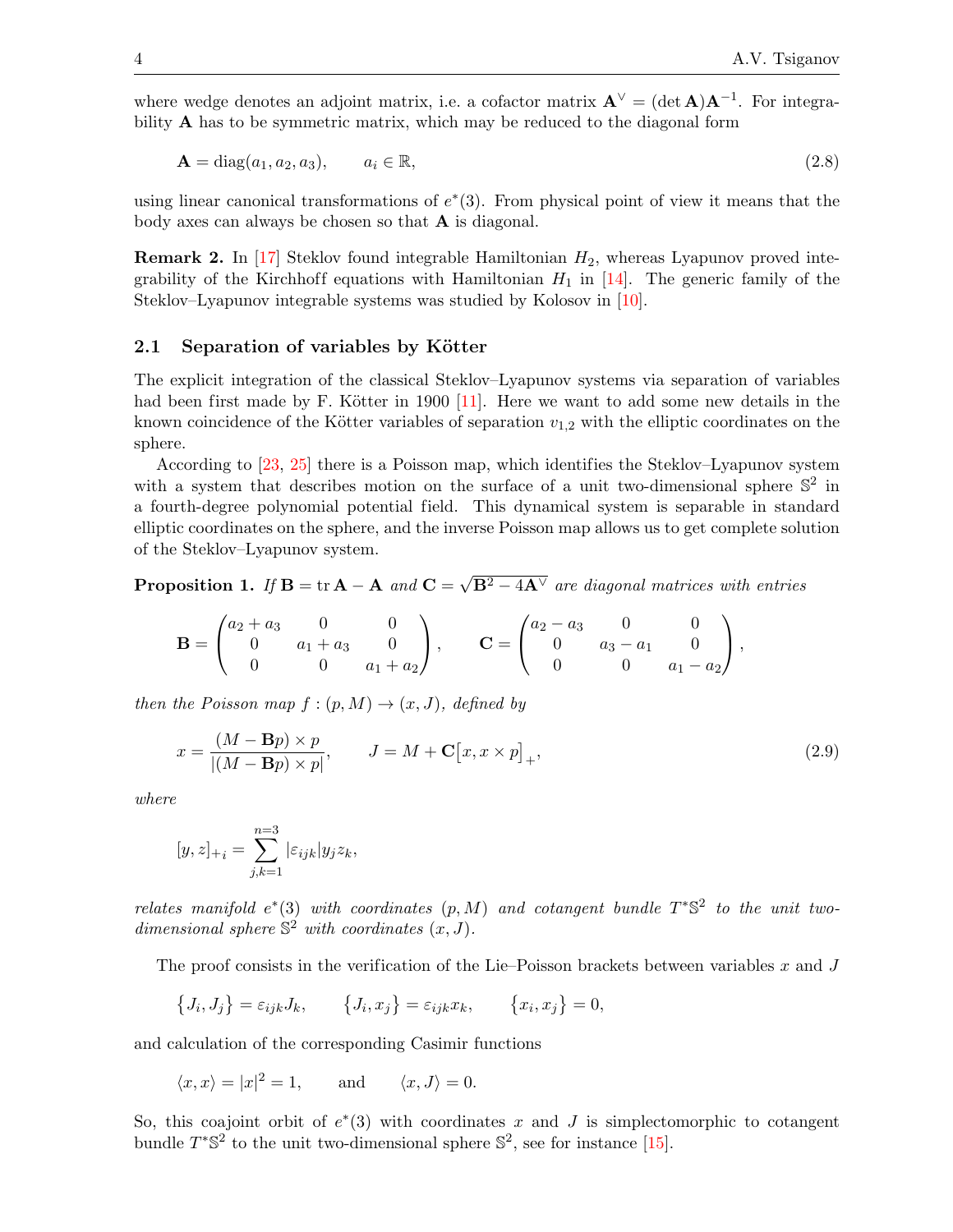where wedge denotes an adjoint matrix, i.e. a cofactor matrix $\mathbf{A}^\vee = (\det \mathbf{A})\mathbf{A}^{-1}$. For integrability $\mathbf{A}$ has to be symmetric matrix, which may be reduced to the diagonal form

$$\mathbf{A} = \operatorname{diag}(a_1, a_2, a_3), \qquad a_i \in \mathbb{R}, \tag{2.8}$$

using linear canonical transformations of $e^*(3)$. From physical point of view it means that the body axes can always be chosen so that $\mathbf{A}$ is diagonal.

**Remark 2.** In [17] Steklov found integrable Hamiltonian $H_2$, whereas Lyapunov proved integrability of the Kirchhoff equations with Hamiltonian $H_1$ in [14]. The generic family of the Steklov–Lyapunov integrable systems was studied by Kolosov in [10].

## 2.1 Separation of variables by Kötter

The explicit integration of the classical Steklov–Lyapunov systems via separation of variables had been first made by F. Kötter in 1900 [11]. Here we want to add some new details in the known coincidence of the Kötter variables of separation $v_{1,2}$ with the elliptic coordinates on the sphere.

According to [23, 25] there is a Poisson map, which identifies the Steklov–Lyapunov system with a system that describes motion on the surface of a unit two-dimensional sphere $\mathbb{S}^2$ in a fourth-degree polynomial potential field. This dynamical system is separable in standard elliptic coordinates on the sphere, and the inverse Poisson map allows us to get complete solution of the Steklov–Lyapunov system.

**Proposition 1.** *If $\mathbf{B} = \operatorname{tr}\mathbf{A} - \mathbf{A}$ and $\mathbf{C} = \sqrt{\mathbf{B}^2 - 4\mathbf{A}^\vee}$ are diagonal matrices with entries*

$$\mathbf{B} = \begin{pmatrix} a_2 + a_3 & 0 & 0 \\ 0 & a_1 + a_3 & 0 \\ 0 & 0 & a_1 + a_2 \end{pmatrix}, \qquad \mathbf{C} = \begin{pmatrix} a_2 - a_3 & 0 & 0 \\ 0 & a_3 - a_1 & 0 \\ 0 & 0 & a_1 - a_2 \end{pmatrix},$$

*then the Poisson map $f : (p, M) \to (x, J)$, defined by*

$$x = \frac{(M - \mathbf{B}p) \times p}{|(M - \mathbf{B}p) \times p|}, \qquad J = M + \mathbf{C}\big[x, x \times p\big]_+, \tag{2.9}$$

*where*

$$[y, z]_{+i} = \sum_{j,k=1}^{n=3} |\varepsilon_{ijk}| y_j z_k,$$

*relates manifold $e^*(3)$ with coordinates $(p, M)$ and cotangent bundle $T^*\mathbb{S}^2$ to the unit two-dimensional sphere $\mathbb{S}^2$ with coordinates $(x, J)$.*

The proof consists in the verification of the Lie–Poisson brackets between variables $x$ and $J$

$$\big\{J_i, J_j\big\} = \varepsilon_{ijk} J_k, \qquad \big\{J_i, x_j\big\} = \varepsilon_{ijk} x_k, \qquad \big\{x_i, x_j\big\} = 0,$$

and calculation of the corresponding Casimir functions

$$\langle x, x \rangle = |x|^2 = 1, \qquad \text{and} \qquad \langle x, J \rangle = 0.$$

So, this coajoint orbit of $e^*(3)$ with coordinates $x$ and $J$ is simplectomorphic to cotangent bundle $T^*\mathbb{S}^2$ to the unit two-dimensional sphere $\mathbb{S}^2$, see for instance [15].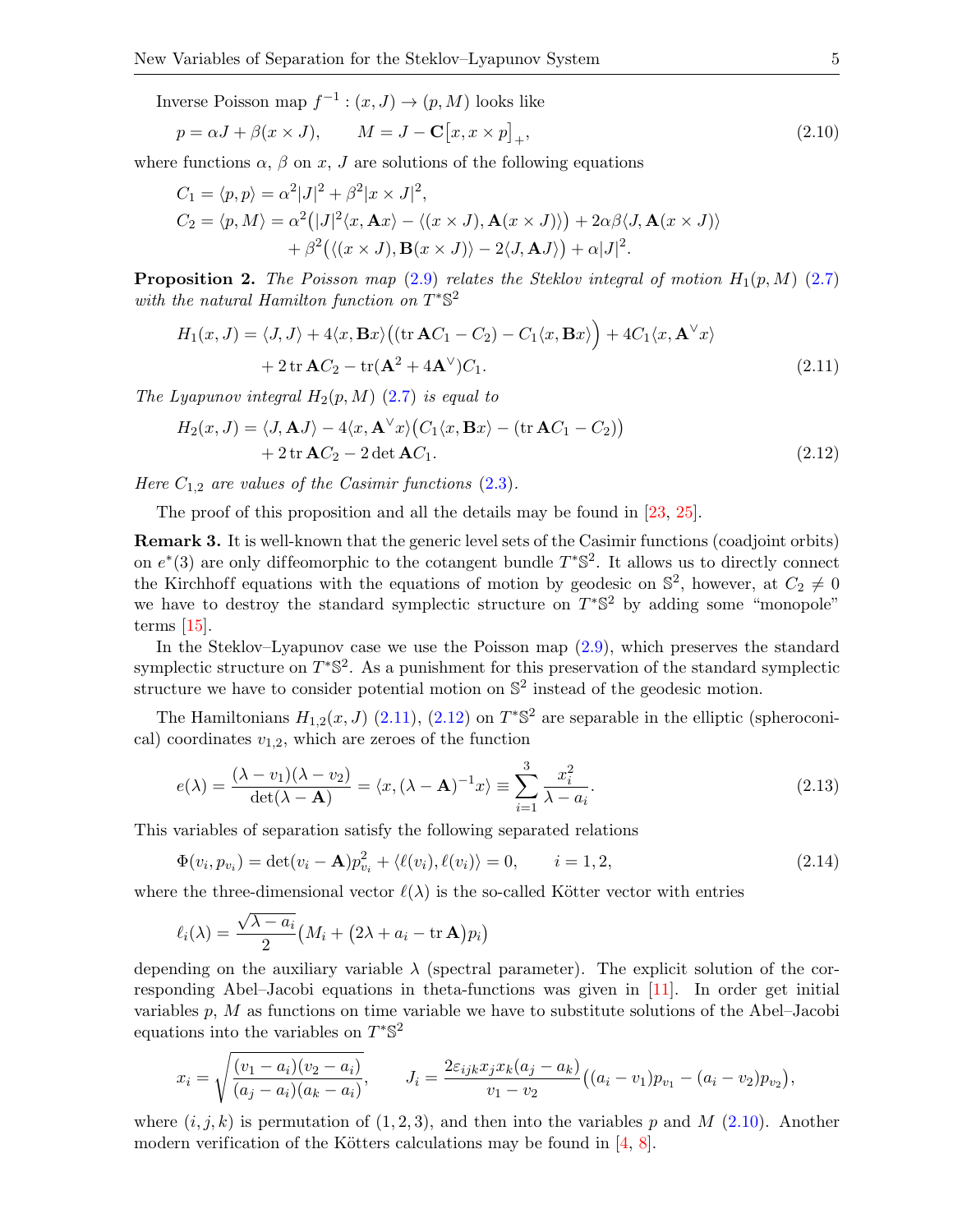Inverse Poisson map $f^{-1} : (x, J) \to (p, M)$ looks like

$$p = \alpha J + \beta(x \times J), \qquad M = J - \mathbf{C}\big[x, x \times p\big]_+, \tag{2.10}$$

where functions $\alpha$, $\beta$ on $x$, $J$ are solutions of the following equations

$$\begin{aligned} C_1 &= \langle p, p\rangle = \alpha^2 |J|^2 + \beta^2 |x \times J|^2, \\ C_2 &= \langle p, M\rangle = \alpha^2\big(|J|^2\langle x, \mathbf{A}x\rangle - \langle (x\times J), \mathbf{A}(x \times J)\rangle\big) + 2\alpha\beta\langle J, \mathbf{A}(x\times J)\rangle \\ &\quad + \beta^2\big(\langle (x\times J), \mathbf{B}(x\times J)\rangle - 2\langle J, \mathbf{A}J\rangle\big) + \alpha|J|^2. \end{aligned}$$

**Proposition 2.** *The Poisson map (2.9) relates the Steklov integral of motion $H_1(p, M)$ (2.7) with the natural Hamilton function on $T^*\mathbb{S}^2$*

$$\begin{aligned} H_1(x, J) &= \langle J, J\rangle + 4\langle x, \mathbf{B}x\rangle\big((\operatorname{tr}\mathbf{A}C_1 - C_2) - C_1\langle x, \mathbf{B}x\rangle\big) + 4C_1\langle x, \mathbf{A}^\vee x\rangle \\ &\quad + 2\operatorname{tr}\mathbf{A}C_2 - \operatorname{tr}(\mathbf{A}^2 + 4\mathbf{A}^\vee)C_1. \end{aligned} \tag{2.11}$$

*The Lyapunov integral $H_2(p, M)$ (2.7) is equal to*

$$\begin{aligned} H_2(x, J) &= \langle J, \mathbf{A}J\rangle - 4\langle x, \mathbf{A}^\vee x\rangle\big(C_1\langle x, \mathbf{B}x\rangle - (\operatorname{tr}\mathbf{A}C_1 - C_2)\big) \\ &\quad + 2\operatorname{tr}\mathbf{A}C_2 - 2\det\mathbf{A}C_1. \end{aligned} \tag{2.12}$$

*Here $C_{1,2}$ are values of the Casimir functions (2.3).*

The proof of this proposition and all the details may be found in [23, 25].

**Remark 3.** It is well-known that the generic level sets of the Casimir functions (coadjoint orbits) on $e^*(3)$ are only diffeomorphic to the cotangent bundle $T^*\mathbb{S}^2$. It allows us to directly connect the Kirchhoff equations with the equations of motion by geodesic on $\mathbb{S}^2$, however, at $C_2 \neq 0$ we have to destroy the standard symplectic structure on $T^*\mathbb{S}^2$ by adding some "monopole" terms [15].

In the Steklov–Lyapunov case we use the Poisson map (2.9), which preserves the standard symplectic structure on $T^*\mathbb{S}^2$. As a punishment for this preservation of the standard symplectic structure we have to consider potential motion on $\mathbb{S}^2$ instead of the geodesic motion.

The Hamiltonians $H_{1,2}(x, J)$ (2.11), (2.12) on $T^*\mathbb{S}^2$ are separable in the elliptic (spheroconical) coordinates $v_{1,2}$, which are zeroes of the function

$$e(\lambda) = \frac{(\lambda - v_1)(\lambda - v_2)}{\det(\lambda - \mathbf{A})} = \langle x, (\lambda - \mathbf{A})^{-1}x\rangle \equiv \sum_{i=1}^{3} \frac{x_i^2}{\lambda - a_i}. \tag{2.13}$$

This variables of separation satisfy the following separated relations

$$\Phi(v_i, p_{v_i}) = \det(v_i - \mathbf{A})p_{v_i}^2 + \langle \ell(v_i), \ell(v_i)\rangle = 0, \qquad i = 1, 2, \tag{2.14}$$

where the three-dimensional vector $\ell(\lambda)$ is the so-called Kötter vector with entries

$$\ell_i(\lambda) = \frac{\sqrt{\lambda - a_i}}{2}\big(M_i + \big(2\lambda + a_i - \operatorname{tr}\mathbf{A}\big)p_i\big)$$

depending on the auxiliary variable $\lambda$ (spectral parameter). The explicit solution of the corresponding Abel–Jacobi equations in theta-functions was given in [11]. In order get initial variables $p$, $M$ as functions on time variable we have to substitute solutions of the Abel–Jacobi equations into the variables on $T^*\mathbb{S}^2$

$$x_i = \sqrt{\frac{(v_1 - a_i)(v_2 - a_i)}{(a_j - a_i)(a_k - a_i)}}, \qquad J_i = \frac{2\varepsilon_{ijk}x_j x_k(a_j - a_k)}{v_1 - v_2}\big((a_i - v_1)p_{v_1} - (a_i - v_2)p_{v_2}\big),$$

where $(i, j, k)$ is permutation of $(1, 2, 3)$, and then into the variables $p$ and $M$ (2.10). Another modern verification of the Kötters calculations may be found in [4, 8].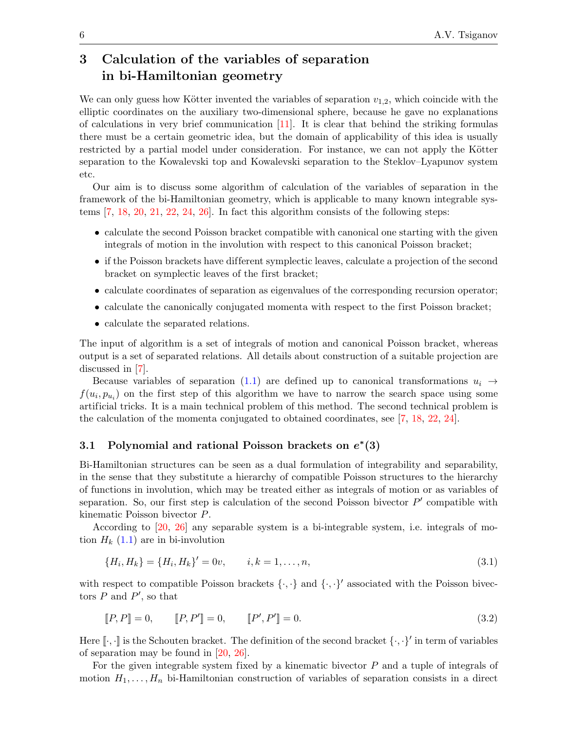## 3 Calculation of the variables of separation in bi-Hamiltonian geometry

We can only guess how Kötter invented the variables of separation $v_{1,2}$, which coincide with the elliptic coordinates on the auxiliary two-dimensional sphere, because he gave no explanations of calculations in very brief communication [11]. It is clear that behind the striking formulas there must be a certain geometric idea, but the domain of applicability of this idea is usually restricted by a partial model under consideration. For instance, we can not apply the Kötter separation to the Kowalevski top and Kowalevski separation to the Steklov–Lyapunov system etc.

Our aim is to discuss some algorithm of calculation of the variables of separation in the framework of the bi-Hamiltonian geometry, which is applicable to many known integrable systems [7, 18, 20, 21, 22, 24, 26]. In fact this algorithm consists of the following steps:

- calculate the second Poisson bracket compatible with canonical one starting with the given integrals of motion in the involution with respect to this canonical Poisson bracket;
- if the Poisson brackets have different symplectic leaves, calculate a projection of the second bracket on symplectic leaves of the first bracket;
- calculate coordinates of separation as eigenvalues of the corresponding recursion operator;
- calculate the canonically conjugated momenta with respect to the first Poisson bracket;
- calculate the separated relations.

The input of algorithm is a set of integrals of motion and canonical Poisson bracket, whereas output is a set of separated relations. All details about construction of a suitable projection are discussed in [7].

Because variables of separation (1.1) are defined up to canonical transformations $u_i \to f(u_i, p_{u_i})$ on the first step of this algorithm we have to narrow the search space using some artificial tricks. It is a main technical problem of this method. The second technical problem is the calculation of the momenta conjugated to obtained coordinates, see [7, 18, 22, 24].

### 3.1 Polynomial and rational Poisson brackets on $e^*(3)$

Bi-Hamiltonian structures can be seen as a dual formulation of integrability and separability, in the sense that they substitute a hierarchy of compatible Poisson structures to the hierarchy of functions in involution, which may be treated either as integrals of motion or as variables of separation. So, our first step is calculation of the second Poisson bivector $P'$ compatible with kinematic Poisson bivector $P$.

According to [20, 26] any separable system is a bi-integrable system, i.e. integrals of motion $H_k$ (1.1) are in bi-involution

$$\{H_i, H_k\} = \{H_i, H_k\}' = 0v, \qquad i, k = 1, \dots, n, \tag{3.1}$$

with respect to compatible Poisson brackets $\{\cdot,\cdot\}$ and $\{\cdot,\cdot\}'$ associated with the Poisson bivectors $P$ and $P'$, so that

$$[\![P, P]\!] = 0, \qquad [\![P, P']\!] = 0, \qquad [\![P', P']\!] = 0. \tag{3.2}$$

Here $[\![\cdot,\cdot]\!]$ is the Schouten bracket. The definition of the second bracket $\{\cdot,\cdot\}'$ in term of variables of separation may be found in [20, 26].

For the given integrable system fixed by a kinematic bivector $P$ and a tuple of integrals of motion $H_1, \dots, H_n$ bi-Hamiltonian construction of variables of separation consists in a direct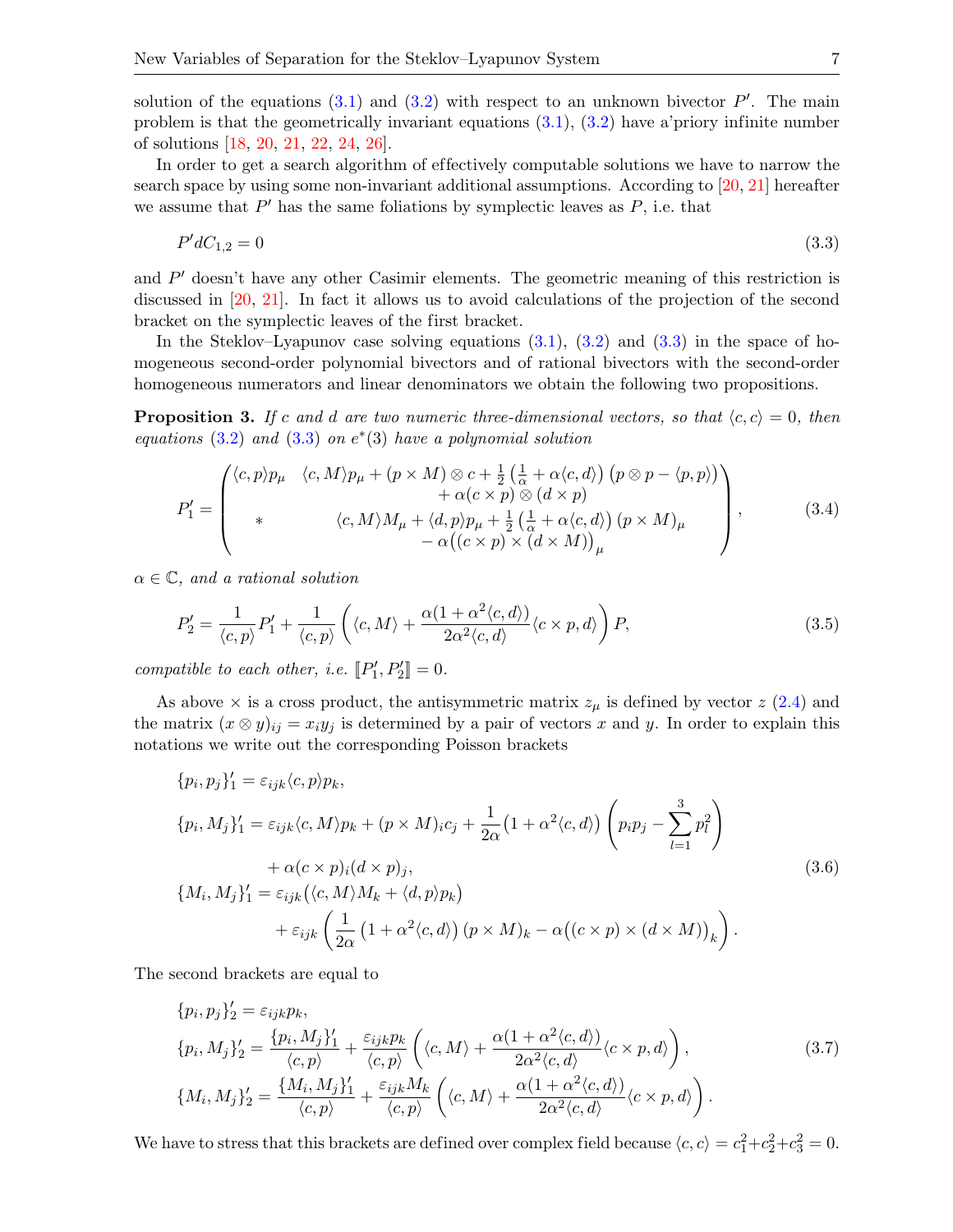solution of the equations (3.1) and (3.2) with respect to an unknown bivector $P'$. The main problem is that the geometrically invariant equations (3.1), (3.2) have a'priory infinite number of solutions [18, 20, 21, 22, 24, 26].

In order to get a search algorithm of effectively computable solutions we have to narrow the search space by using some non-invariant additional assumptions. According to [20, 21] hereafter we assume that $P'$ has the same foliations by symplectic leaves as $P$, i.e. that

$$P' dC_{1,2} = 0 \tag{3.3}$$

and $P'$ doesn't have any other Casimir elements. The geometric meaning of this restriction is discussed in [20, 21]. In fact it allows us to avoid calculations of the projection of the second bracket on the symplectic leaves of the first bracket.

In the Steklov–Lyapunov case solving equations (3.1), (3.2) and (3.3) in the space of homogeneous second-order polynomial bivectors and of rational bivectors with the second-order homogeneous numerators and linear denominators we obtain the following two propositions.

**Proposition 3.** *If $c$ and $d$ are two numeric three-dimensional vectors, so that $\langle c, c\rangle = 0$, then equations (3.2) and (3.3) on $e^*(3)$ have a polynomial solution*

$$P_1' = \begin{pmatrix} \langle c,p\rangle p_\mu & \begin{matrix}\langle c,M\rangle p_\mu + (p\times M)\otimes c + \frac{1}{2}\left(\frac{1}{\alpha} + \alpha\langle c,d\rangle\right)\left(p\otimes p - \langle p,p\rangle\right) \\ + \alpha(c\times p)\otimes(d\times p)\end{matrix} \\ * & \begin{matrix}\langle c,M\rangle M_\mu + \langle d,p\rangle p_\mu + \frac{1}{2}\left(\frac{1}{\alpha} + \alpha\langle c,d\rangle\right)(p\times M)_\mu \\ - \alpha\big((c\times p)\times(d\times M)\big)_\mu\end{matrix} \end{pmatrix}, \tag{3.4}$$

*$\alpha \in \mathbb{C}$, and a rational solution*

$$P_2' = \frac{1}{\langle c,p\rangle} P_1' + \frac{1}{\langle c,p\rangle}\left(\langle c,M\rangle + \frac{\alpha(1+\alpha^2\langle c,d\rangle)}{2\alpha^2\langle c,d\rangle}\langle c\times p, d\rangle\right) P, \tag{3.5}$$

*compatible to each other, i.e. $[\![P_1', P_2']\!] = 0$.*

As above $\times$ is a cross product, the antisymmetric matrix $z_\mu$ is defined by vector $z$ (2.4) and the matrix $(x\otimes y)_{ij} = x_i y_j$ is determined by a pair of vectors $x$ and $y$. In order to explain this notations we write out the corresponding Poisson brackets

$$\begin{aligned}
\{p_i, p_j\}_1' &= \varepsilon_{ijk}\langle c,p\rangle p_k, \\
\{p_i, M_j\}_1' &= \varepsilon_{ijk}\langle c,M\rangle p_k + (p\times M)_i c_j + \frac{1}{2\alpha}\big(1+\alpha^2\langle c,d\rangle\big)\left(p_i p_j - \sum_{l=1}^{3} p_l^2\right) \\
&\quad + \alpha(c\times p)_i (d\times p)_j, \\
\{M_i, M_j\}_1' &= \varepsilon_{ijk}\big(\langle c,M\rangle M_k + \langle d,p\rangle p_k\big) \\
&\quad + \varepsilon_{ijk}\left(\frac{1}{2\alpha}\left(1+\alpha^2\langle c,d\rangle\right)(p\times M)_k - \alpha\big((c\times p)\times(d\times M)\big)_k\right).
\end{aligned} \tag{3.6}$$

The second brackets are equal to

$$\begin{aligned}
\{p_i, p_j\}_2' &= \varepsilon_{ijk} p_k, \\
\{p_i, M_j\}_2' &= \frac{\{p_i, M_j\}_1'}{\langle c,p\rangle} + \frac{\varepsilon_{ijk}p_k}{\langle c,p\rangle}\left(\langle c,M\rangle + \frac{\alpha(1+\alpha^2\langle c,d\rangle)}{2\alpha^2\langle c,d\rangle}\langle c\times p, d\rangle\right), \\
\{M_i, M_j\}_2' &= \frac{\{M_i, M_j\}_1'}{\langle c,p\rangle} + \frac{\varepsilon_{ijk}M_k}{\langle c,p\rangle}\left(\langle c,M\rangle + \frac{\alpha(1+\alpha^2\langle c,d\rangle)}{2\alpha^2\langle c,d\rangle}\langle c\times p, d\rangle\right).
\end{aligned} \tag{3.7}$$

We have to stress that this brackets are defined over complex field because $\langle c,c\rangle = c_1^2 + c_2^2 + c_3^2 = 0$.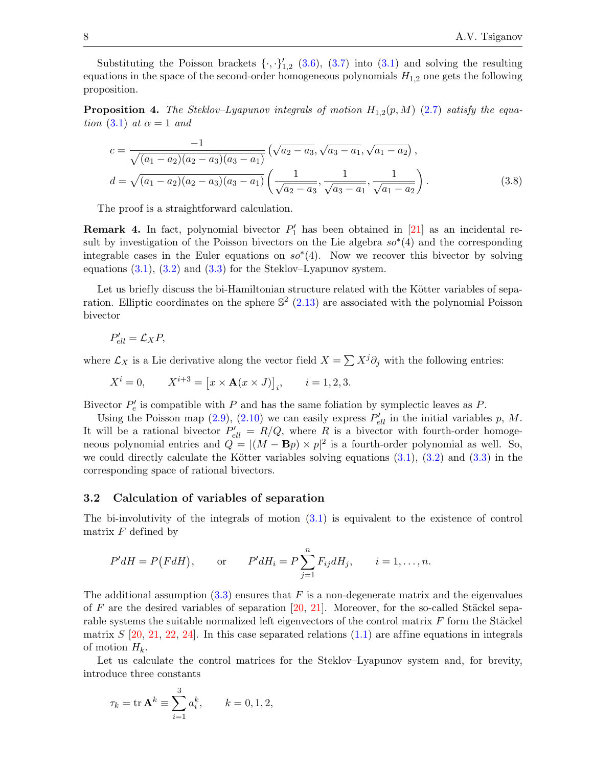Substituting the Poisson brackets $\{\cdot,\cdot\}'_{1,2}$ (3.6), (3.7) into (3.1) and solving the resulting equations in the space of the second-order homogeneous polynomials $H_{1,2}$ one gets the following proposition.

**Proposition 4.** *The Steklov–Lyapunov integrals of motion $H_{1,2}(p,M)$ (2.7) satisfy the equation (3.1) at $\alpha=1$ and*

$$
\begin{aligned}
c &= \frac{-1}{\sqrt{(a_1-a_2)(a_2-a_3)(a_3-a_1)}}\left(\sqrt{a_2-a_3},\sqrt{a_3-a_1},\sqrt{a_1-a_2}\right),\\
d &= \sqrt{(a_1-a_2)(a_2-a_3)(a_3-a_1)}\left(\frac{1}{\sqrt{a_2-a_3}},\frac{1}{\sqrt{a_3-a_1}},\frac{1}{\sqrt{a_1-a_2}}\right).
\end{aligned}
\tag{3.8}
$$

The proof is a straightforward calculation.

**Remark 4.** In fact, polynomial bivector $P'_1$ has been obtained in [21] as an incidental result by investigation of the Poisson bivectors on the Lie algebra $so^*(4)$ and the corresponding integrable cases in the Euler equations on $so^*(4)$. Now we recover this bivector by solving equations (3.1), (3.2) and (3.3) for the Steklov–Lyapunov system.

Let us briefly discuss the bi-Hamiltonian structure related with the Kötter variables of separation. Elliptic coordinates on the sphere $\mathbb{S}^2$ (2.13) are associated with the polynomial Poisson bivector

$$
P'_{ell}=\mathcal{L}_X P,
$$

where $\mathcal{L}_X$ is a Lie derivative along the vector field $X=\sum X^j\partial_j$ with the following entries:

$$
X^i=0,\qquad X^{i+3}=\big[x\times \mathbf{A}(x\times J)\big]_i,\qquad i=1,2,3.
$$

Bivector $P'_e$ is compatible with $P$ and has the same foliation by symplectic leaves as $P$.

Using the Poisson map (2.9), (2.10) we can easily express $P'_{ell}$ in the initial variables $p$, $M$. It will be a rational bivector $P'_{ell}=R/Q$, where $R$ is a bivector with fourth-order homogeneous polynomial entries and $Q=|(M-\mathbf{B}p)\times p|^2$ is a fourth-order polynomial as well. So, we could directly calculate the Kötter variables solving equations (3.1), (3.2) and (3.3) in the corresponding space of rational bivectors.

### 3.2 Calculation of variables of separation

The bi-involutivity of the integrals of motion (3.1) is equivalent to the existence of control matrix $F$ defined by

$$
P'dH=P\big(FdH\big),\qquad\text{or}\qquad P'dH_i=P\sum_{j=1}^{n}F_{ij}dH_j,\qquad i=1,\dots,n.
$$

The additional assumption (3.3) ensures that $F$ is a non-degenerate matrix and the eigenvalues of $F$ are the desired variables of separation [20, 21]. Moreover, for the so-called Stäckel separable systems the suitable normalized left eigenvectors of the control matrix $F$ form the Stäckel matrix $S$ [20, 21, 22, 24]. In this case separated relations (1.1) are affine equations in integrals of motion $H_k$.

Let us calculate the control matrices for the Steklov–Lyapunov system and, for brevity, introduce three constants

$$
\tau_k=\operatorname{tr}\mathbf{A}^k\equiv\sum_{i=1}^{3}a_i^k,\qquad k=0,1,2,
$$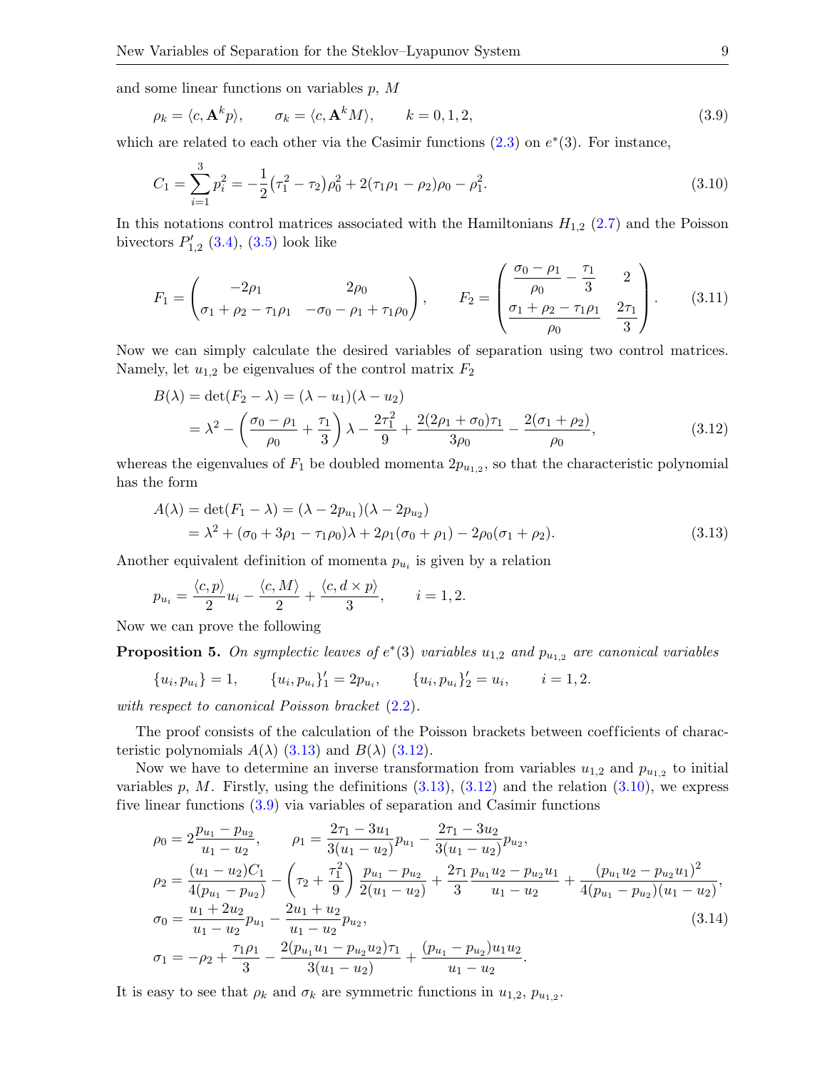and some linear functions on variables $p$, $M$

$$\rho_k = \langle c, \mathbf{A}^k p\rangle, \qquad \sigma_k = \langle c, \mathbf{A}^k M\rangle, \qquad k = 0, 1, 2, \tag{3.9}$$

which are related to each other via the Casimir functions (2.3) on $e^*(3)$. For instance,

$$C_1 = \sum_{i=1}^{3} p_i^2 = -\frac{1}{2}\left(\tau_1^2 - \tau_2\right)\rho_0^2 + 2(\tau_1\rho_1 - \rho_2)\rho_0 - \rho_1^2. \tag{3.10}$$

In this notations control matrices associated with the Hamiltonians $H_{1,2}$ (2.7) and the Poisson bivectors $P'_{1,2}$ (3.4), (3.5) look like

$$F_1 = \begin{pmatrix} -2\rho_1 & 2\rho_0 \\ \sigma_1 + \rho_2 - \tau_1\rho_1 & -\sigma_0 - \rho_1 + \tau_1\rho_0 \end{pmatrix}, \qquad F_2 = \begin{pmatrix} \dfrac{\sigma_0 - \rho_1}{\rho_0} - \dfrac{\tau_1}{3} & 2 \\ \dfrac{\sigma_1 + \rho_2 - \tau_1\rho_1}{\rho_0} & \dfrac{2\tau_1}{3} \end{pmatrix}. \tag{3.11}$$

Now we can simply calculate the desired variables of separation using two control matrices. Namely, let $u_{1,2}$ be eigenvalues of the control matrix $F_2$

$$\begin{aligned} B(\lambda) &= \det(F_2 - \lambda) = (\lambda - u_1)(\lambda - u_2) \\ &= \lambda^2 - \left(\frac{\sigma_0 - \rho_1}{\rho_0} + \frac{\tau_1}{3}\right)\lambda - \frac{2\tau_1^2}{9} + \frac{2(2\rho_1 + \sigma_0)\tau_1}{3\rho_0} - \frac{2(\sigma_1 + \rho_2)}{\rho_0}, \end{aligned} \tag{3.12}$$

whereas the eigenvalues of $F_1$ be doubled momenta $2p_{u_{1,2}}$, so that the characteristic polynomial has the form

$$\begin{aligned} A(\lambda) &= \det(F_1 - \lambda) = (\lambda - 2p_{u_1})(\lambda - 2p_{u_2}) \\ &= \lambda^2 + (\sigma_0 + 3\rho_1 - \tau_1\rho_0)\lambda + 2\rho_1(\sigma_0 + \rho_1) - 2\rho_0(\sigma_1 + \rho_2). \end{aligned} \tag{3.13}$$

Another equivalent definition of momenta $p_{u_i}$ is given by a relation

$$p_{u_i} = \frac{\langle c, p\rangle}{2}u_i - \frac{\langle c, M\rangle}{2} + \frac{\langle c, d \times p\rangle}{3}, \qquad i = 1, 2.$$

Now we can prove the following

**Proposition 5.** *On symplectic leaves of $e^*(3)$ variables $u_{1,2}$ and $p_{u_{1,2}}$ are canonical variables*

$$\{u_i, p_{u_i}\} = 1, \qquad \{u_i, p_{u_i}\}'_1 = 2p_{u_i}, \qquad \{u_i, p_{u_i}\}'_2 = u_i, \qquad i = 1, 2.$$

*with respect to canonical Poisson bracket (2.2).*

The proof consists of the calculation of the Poisson brackets between coefficients of characteristic polynomials $A(\lambda)$ (3.13) and $B(\lambda)$ (3.12).

Now we have to determine an inverse transformation from variables $u_{1,2}$ and $p_{u_{1,2}}$ to initial variables $p$, $M$. Firstly, using the definitions (3.13), (3.12) and the relation (3.10), we express five linear functions (3.9) via variables of separation and Casimir functions

$$\begin{aligned} \rho_0 &= 2\frac{p_{u_1} - p_{u_2}}{u_1 - u_2}, \qquad \rho_1 = \frac{2\tau_1 - 3u_1}{3(u_1 - u_2)}p_{u_1} - \frac{2\tau_1 - 3u_2}{3(u_1 - u_2)}p_{u_2}, \\ \rho_2 &= \frac{(u_1 - u_2)C_1}{4(p_{u_1} - p_{u_2})} - \left(\tau_2 + \frac{\tau_1^2}{9}\right)\frac{p_{u_1} - p_{u_2}}{2(u_1 - u_2)} + \frac{2\tau_1}{3}\frac{p_{u_1}u_2 - p_{u_2}u_1}{u_1 - u_2} + \frac{(p_{u_1}u_2 - p_{u_2}u_1)^2}{4(p_{u_1} - p_{u_2})(u_1 - u_2)}, \\ \sigma_0 &= \frac{u_1 + 2u_2}{u_1 - u_2}p_{u_1} - \frac{2u_1 + u_2}{u_1 - u_2}p_{u_2}, \\ \sigma_1 &= -\rho_2 + \frac{\tau_1\rho_1}{3} - \frac{2(p_{u_1}u_1 - p_{u_2}u_2)\tau_1}{3(u_1 - u_2)} + \frac{(p_{u_1} - p_{u_2})u_1u_2}{u_1 - u_2}. \end{aligned} \tag{3.14}$$

It is easy to see that $\rho_k$ and $\sigma_k$ are symmetric functions in $u_{1,2}$, $p_{u_{1,2}}$.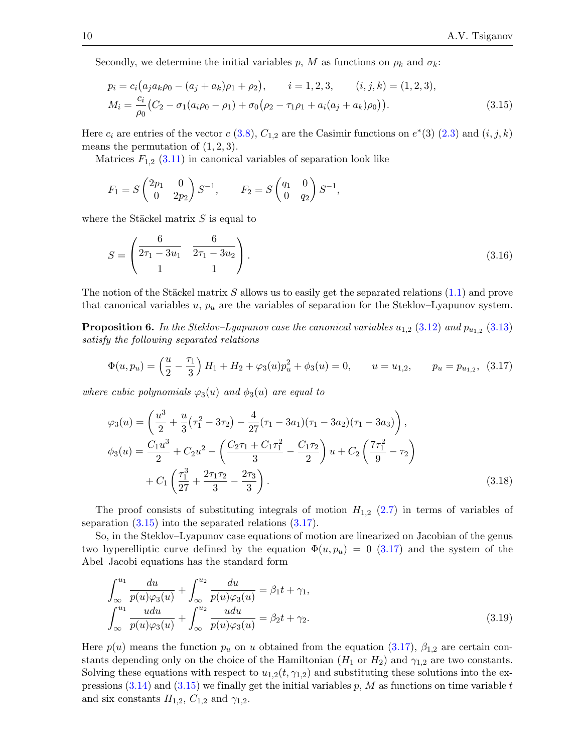Secondly, we determine the initial variables $p$, $M$ as functions on $\rho_k$ and $\sigma_k$:

$$
\begin{aligned}
&p_i = c_i\big(a_j a_k \rho_0 - (a_j + a_k)\rho_1 + \rho_2\big), \qquad i = 1,2,3, \qquad (i,j,k) = (1,2,3),\\
&M_i = \frac{c_i}{\rho_0}\big(C_2 - \sigma_1(a_i\rho_0 - \rho_1) + \sigma_0\big(\rho_2 - \tau_1\rho_1 + a_i(a_j + a_k)\rho_0\big)\big).
\end{aligned}
\tag{3.15}
$$

Here $c_i$ are entries of the vector $c$ (3.8), $C_{1,2}$ are the Casimir functions on $e^*(3)$ (2.3) and $(i,j,k)$ means the permutation of $(1,2,3)$.

Matrices $F_{1,2}$ (3.11) in canonical variables of separation look like

$$
F_1 = S\begin{pmatrix} 2p_1 & 0 \\ 0 & 2p_2 \end{pmatrix} S^{-1}, \qquad F_2 = S\begin{pmatrix} q_1 & 0 \\ 0 & q_2 \end{pmatrix} S^{-1},
$$

where the Stäckel matrix $S$ is equal to

$$
S = \begin{pmatrix} \dfrac{6}{2\tau_1 - 3u_1} & \dfrac{6}{2\tau_1 - 3u_2} \\ 1 & 1 \end{pmatrix}.
\tag{3.16}
$$

The notion of the Stäckel matrix $S$ allows us to easily get the separated relations (1.1) and prove that canonical variables $u$, $p_u$ are the variables of separation for the Steklov–Lyapunov system.

**Proposition 6.** *In the Steklov–Lyapunov case the canonical variables $u_{1,2}$ (3.12) and $p_{u_{1,2}}$ (3.13) satisfy the following separated relations*

$$
\Phi(u,p_u) = \left(\frac{u}{2} - \frac{\tau_1}{3}\right)H_1 + H_2 + \varphi_3(u)p_u^2 + \phi_3(u) = 0, \qquad u = u_{1,2}, \qquad p_u = p_{u_{1,2}},
\tag{3.17}
$$

*where cubic polynomials $\varphi_3(u)$ and $\phi_3(u)$ are equal to*

$$
\begin{aligned}
\varphi_3(u) &= \left(\frac{u^3}{2} + \frac{u}{3}\big(\tau_1^2 - 3\tau_2\big) - \frac{4}{27}(\tau_1 - 3a_1)(\tau_1 - 3a_2)(\tau_1 - 3a_3)\right),\\
\phi_3(u) &= \frac{C_1 u^3}{2} + C_2 u^2 - \left(\frac{C_2\tau_1 + C_1\tau_1^2}{3} - \frac{C_1\tau_2}{2}\right)u + C_2\left(\frac{7\tau_1^2}{9} - \tau_2\right)\\
&\quad + C_1\left(\frac{\tau_1^3}{27} + \frac{2\tau_1\tau_2}{3} - \frac{2\tau_3}{3}\right).
\end{aligned}
\tag{3.18}
$$

The proof consists of substituting integrals of motion $H_{1,2}$ (2.7) in terms of variables of separation (3.15) into the separated relations (3.17).

So, in the Steklov–Lyapunov case equations of motion are linearized on Jacobian of the genus two hyperelliptic curve defined by the equation $\Phi(u,p_u) = 0$ (3.17) and the system of the Abel–Jacobi equations has the standard form

$$
\begin{aligned}
&\int_\infty^{u_1} \frac{du}{p(u)\varphi_3(u)} + \int_\infty^{u_2} \frac{du}{p(u)\varphi_3(u)} = \beta_1 t + \gamma_1,\\
&\int_\infty^{u_1} \frac{u\,du}{p(u)\varphi_3(u)} + \int_\infty^{u_2} \frac{u\,du}{p(u)\varphi_3(u)} = \beta_2 t + \gamma_2.
\end{aligned}
\tag{3.19}
$$

Here $p(u)$ means the function $p_u$ on $u$ obtained from the equation (3.17), $\beta_{1,2}$ are certain constants depending only on the choice of the Hamiltonian ($H_1$ or $H_2$) and $\gamma_{1,2}$ are two constants. Solving these equations with respect to $u_{1,2}(t,\gamma_{1,2})$ and substituting these solutions into the expressions (3.14) and (3.15) we finally get the initial variables $p$, $M$ as functions on time variable $t$ and six constants $H_{1,2}$, $C_{1,2}$ and $\gamma_{1,2}$.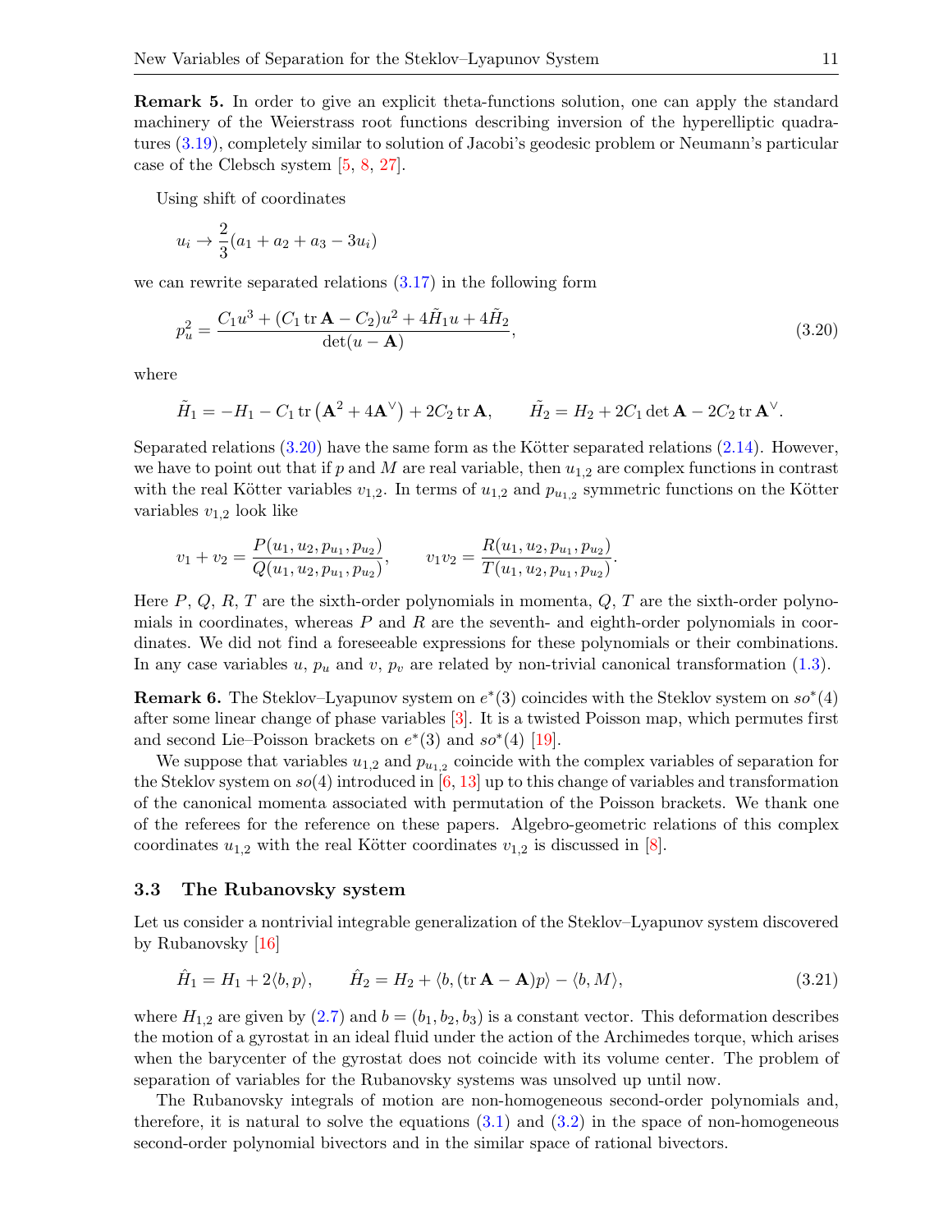**Remark 5.** In order to give an explicit theta-functions solution, one can apply the standard machinery of the Weierstrass root functions describing inversion of the hyperelliptic quadratures (3.19), completely similar to solution of Jacobi's geodesic problem or Neumann's particular case of the Clebsch system [5, 8, 27].

Using shift of coordinates

$$u_i \to \frac{2}{3}(a_1 + a_2 + a_3 - 3u_i)$$

we can rewrite separated relations (3.17) in the following form

$$p_u^2 = \frac{C_1 u^3 + (C_1 \operatorname{tr} \mathbf{A} - C_2)u^2 + 4\tilde{H}_1 u + 4\tilde{H}_2}{\det(u - \mathbf{A})}, \tag{3.20}$$

where

$$\tilde{H}_1 = -H_1 - C_1 \operatorname{tr}\left(\mathbf{A}^2 + 4\mathbf{A}^\vee\right) + 2C_2 \operatorname{tr} \mathbf{A}, \qquad \tilde{H}_2 = H_2 + 2C_1 \det \mathbf{A} - 2C_2 \operatorname{tr} \mathbf{A}^\vee.$$

Separated relations (3.20) have the same form as the Kötter separated relations (2.14). However, we have to point out that if $p$ and $M$ are real variable, then $u_{1,2}$ are complex functions in contrast with the real Kötter variables $v_{1,2}$. In terms of $u_{1,2}$ and $p_{u_{1,2}}$ symmetric functions on the Kötter variables $v_{1,2}$ look like

$$v_1 + v_2 = \frac{P(u_1, u_2, p_{u_1}, p_{u_2})}{Q(u_1, u_2, p_{u_1}, p_{u_2})}, \qquad v_1 v_2 = \frac{R(u_1, u_2, p_{u_1}, p_{u_2})}{T(u_1, u_2, p_{u_1}, p_{u_2})}.$$

Here $P$, $Q$, $R$, $T$ are the sixth-order polynomials in momenta, $Q$, $T$ are the sixth-order polynomials in coordinates, whereas $P$ and $R$ are the seventh- and eighth-order polynomials in coordinates. We did not find a foreseeable expressions for these polynomials or their combinations. In any case variables $u$, $p_u$ and $v$, $p_v$ are related by non-trivial canonical transformation (1.3).

**Remark 6.** The Steklov–Lyapunov system on $e^*(3)$ coincides with the Steklov system on $so^*(4)$ after some linear change of phase variables [3]. It is a twisted Poisson map, which permutes first and second Lie–Poisson brackets on $e^*(3)$ and $so^*(4)$ [19].

We suppose that variables $u_{1,2}$ and $p_{u_{1,2}}$ coincide with the complex variables of separation for the Steklov system on $so(4)$ introduced in [6, 13] up to this change of variables and transformation of the canonical momenta associated with permutation of the Poisson brackets. We thank one of the referees for the reference on these papers. Algebro-geometric relations of this complex coordinates $u_{1,2}$ with the real Kötter coordinates $v_{1,2}$ is discussed in [8].

### 3.3 The Rubanovsky system

Let us consider a nontrivial integrable generalization of the Steklov–Lyapunov system discovered by Rubanovsky [16]

$$\hat{H}_1 = H_1 + 2\langle b, p\rangle, \qquad \hat{H}_2 = H_2 + \langle b, (\operatorname{tr} \mathbf{A} - \mathbf{A})p\rangle - \langle b, M\rangle, \tag{3.21}$$

where $H_{1,2}$ are given by (2.7) and $b = (b_1, b_2, b_3)$ is a constant vector. This deformation describes the motion of a gyrostat in an ideal fluid under the action of the Archimedes torque, which arises when the barycenter of the gyrostat does not coincide with its volume center. The problem of separation of variables for the Rubanovsky systems was unsolved up until now.

The Rubanovsky integrals of motion are non-homogeneous second-order polynomials and, therefore, it is natural to solve the equations (3.1) and (3.2) in the space of non-homogeneous second-order polynomial bivectors and in the similar space of rational bivectors.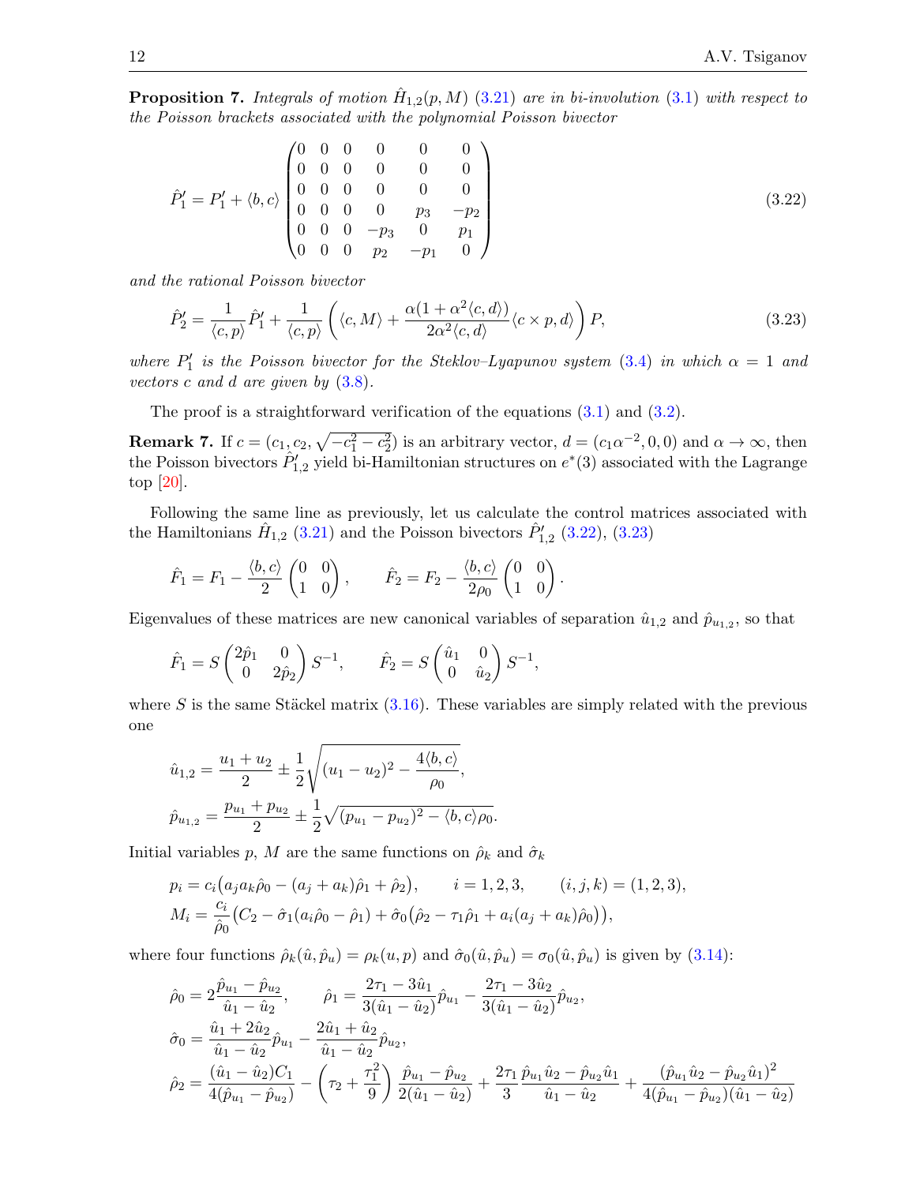**Proposition 7.** *Integrals of motion $\hat{H}_{1,2}(p, M)$ (3.21) are in bi-involution (3.1) with respect to the Poisson brackets associated with the polynomial Poisson bivector*

$$
\hat{P}'_1 = P'_1 + \langle b, c\rangle \begin{pmatrix} 0 & 0 & 0 & 0 & 0 & 0 \\ 0 & 0 & 0 & 0 & 0 & 0 \\ 0 & 0 & 0 & 0 & 0 & 0 \\ 0 & 0 & 0 & 0 & p_3 & -p_2 \\ 0 & 0 & 0 & -p_3 & 0 & p_1 \\ 0 & 0 & 0 & p_2 & -p_1 & 0 \end{pmatrix} \tag{3.22}
$$

*and the rational Poisson bivector*

$$
\hat{P}'_2 = \frac{1}{\langle c, p\rangle}\hat{P}'_1 + \frac{1}{\langle c, p\rangle}\left(\langle c, M\rangle + \frac{\alpha(1+\alpha^2\langle c, d\rangle)}{2\alpha^2\langle c, d\rangle}\langle c\times p, d\rangle\right) P, \tag{3.23}
$$

*where $P'_1$ is the Poisson bivector for the Steklov–Lyapunov system (3.4) in which $\alpha = 1$ and vectors $c$ and $d$ are given by (3.8).*

The proof is a straightforward verification of the equations (3.1) and (3.2).

**Remark 7.** If $c = (c_1, c_2, \sqrt{-c_1^2 - c_2^2})$ is an arbitrary vector, $d = (c_1\alpha^{-2}, 0, 0)$ and $\alpha \to \infty$, then the Poisson bivectors $\hat{P}'_{1,2}$ yield bi-Hamiltonian structures on $e^*(3)$ associated with the Lagrange top [20].

Following the same line as previously, let us calculate the control matrices associated with the Hamiltonians $\hat{H}_{1,2}$ (3.21) and the Poisson bivectors $\hat{P}'_{1,2}$ (3.22), (3.23)

$$
\hat{F}_1 = F_1 - \frac{\langle b, c\rangle}{2}\begin{pmatrix} 0 & 0 \\ 1 & 0 \end{pmatrix}, \qquad \hat{F}_2 = F_2 - \frac{\langle b, c\rangle}{2\rho_0}\begin{pmatrix} 0 & 0 \\ 1 & 0 \end{pmatrix}.
$$

Eigenvalues of these matrices are new canonical variables of separation $\hat{u}_{1,2}$ and $\hat{p}_{u_{1,2}}$, so that

$$
\hat{F}_1 = S\begin{pmatrix} 2\hat{p}_1 & 0 \\ 0 & 2\hat{p}_2 \end{pmatrix} S^{-1}, \qquad \hat{F}_2 = S\begin{pmatrix} \hat{u}_1 & 0 \\ 0 & \hat{u}_2 \end{pmatrix} S^{-1},
$$

where $S$ is the same Stäckel matrix (3.16). These variables are simply related with the previous one

$$
\hat{u}_{1,2} = \frac{u_1 + u_2}{2} \pm \frac{1}{2}\sqrt{(u_1 - u_2)^2 - \frac{4\langle b, c\rangle}{\rho_0}},
$$
$$
\hat{p}_{u_{1,2}} = \frac{p_{u_1} + p_{u_2}}{2} \pm \frac{1}{2}\sqrt{(p_{u_1} - p_{u_2})^2 - \langle b, c\rangle\rho_0}.
$$

Initial variables $p$, $M$ are the same functions on $\hat{\rho}_k$ and $\hat{\sigma}_k$

$$
p_i = c_i\big(a_j a_k\hat{\rho}_0 - (a_j + a_k)\hat{\rho}_1 + \hat{\rho}_2\big), \qquad i = 1,2,3, \qquad (i,j,k) = (1,2,3),
$$
$$
M_i = \frac{c_i}{\hat{\rho}_0}\big(C_2 - \hat{\sigma}_1(a_i\hat{\rho}_0 - \hat{\rho}_1) + \hat{\sigma}_0\big(\hat{\rho}_2 - \tau_1\hat{\rho}_1 + a_i(a_j + a_k)\hat{\rho}_0\big)\big),
$$

where four functions $\hat{\rho}_k(\hat{u}, \hat{p}_u) = \rho_k(u, p)$ and $\hat{\sigma}_0(\hat{u}, \hat{p}_u) = \sigma_0(\hat{u}, \hat{p}_u)$ is given by (3.14):

$$
\hat{\rho}_0 = 2\frac{\hat{p}_{u_1} - \hat{p}_{u_2}}{\hat{u}_1 - \hat{u}_2}, \qquad \hat{\rho}_1 = \frac{2\tau_1 - 3\hat{u}_1}{3(\hat{u}_1 - \hat{u}_2)}\hat{p}_{u_1} - \frac{2\tau_1 - 3\hat{u}_2}{3(\hat{u}_1 - \hat{u}_2)}\hat{p}_{u_2},
$$
$$
\hat{\sigma}_0 = \frac{\hat{u}_1 + 2\hat{u}_2}{\hat{u}_1 - \hat{u}_2}\hat{p}_{u_1} - \frac{2\hat{u}_1 + \hat{u}_2}{\hat{u}_1 - \hat{u}_2}\hat{p}_{u_2},
$$
$$
\hat{\rho}_2 = \frac{(\hat{u}_1 - \hat{u}_2)C_1}{4(\hat{p}_{u_1} - \hat{p}_{u_2})} - \left(\tau_2 + \frac{\tau_1^2}{9}\right)\frac{\hat{p}_{u_1} - \hat{p}_{u_2}}{2(\hat{u}_1 - \hat{u}_2)} + \frac{2\tau_1}{3}\frac{\hat{p}_{u_1}\hat{u}_2 - \hat{p}_{u_2}\hat{u}_1}{\hat{u}_1 - \hat{u}_2} + \frac{(\hat{p}_{u_1}\hat{u}_2 - \hat{p}_{u_2}\hat{u}_1)^2}{4(\hat{p}_{u_1} - \hat{p}_{u_2})(\hat{u}_1 - \hat{u}_2)}
$$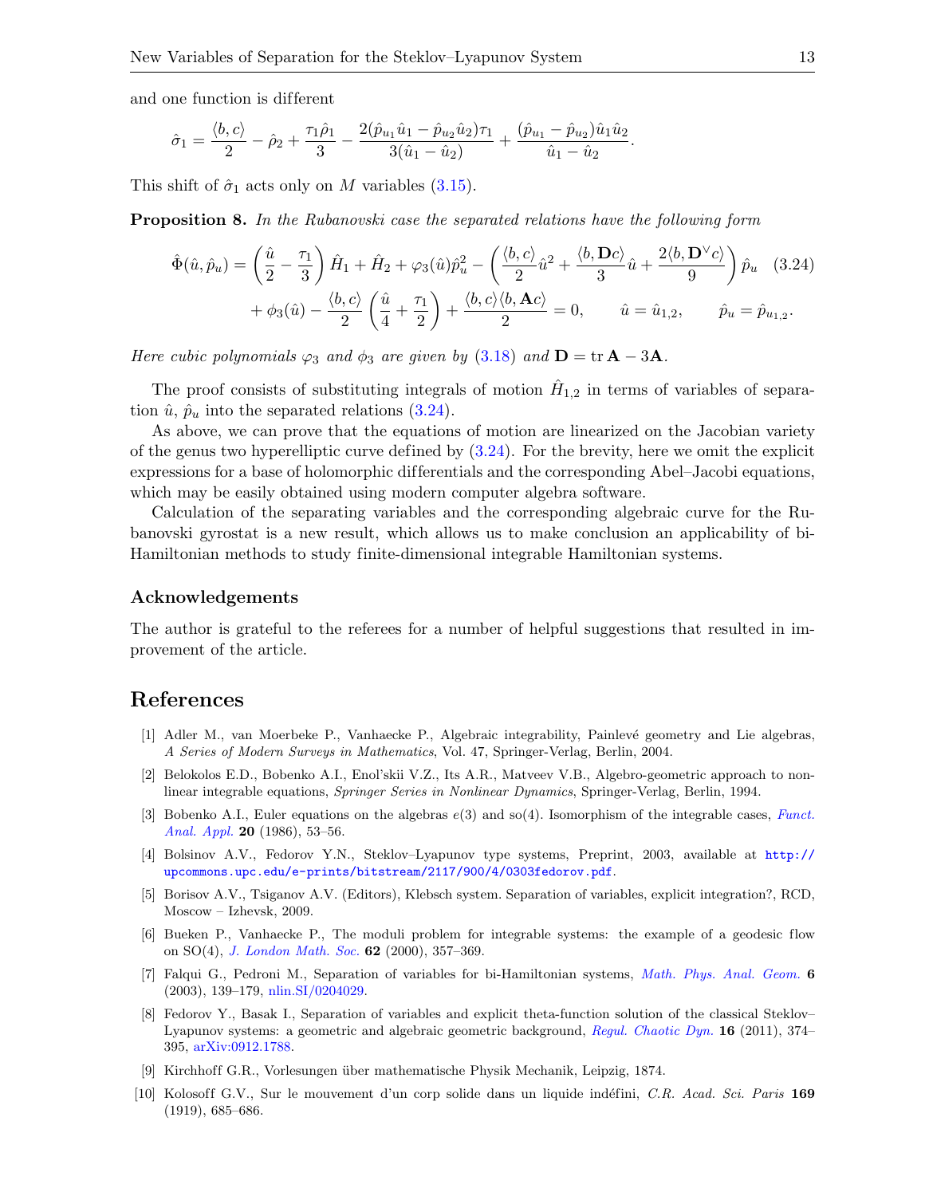and one function is different

$$\hat{\sigma}_1 = \frac{\langle b, c\rangle}{2} - \hat{\rho}_2 + \frac{\tau_1 \hat{\rho}_1}{3} - \frac{2(\hat{p}_{u_1}\hat{u}_1 - \hat{p}_{u_2}\hat{u}_2)\tau_1}{3(\hat{u}_1 - \hat{u}_2)} + \frac{(\hat{p}_{u_1} - \hat{p}_{u_2})\hat{u}_1\hat{u}_2}{\hat{u}_1 - \hat{u}_2}.$$

This shift of $\hat{\sigma}_1$ acts only on $M$ variables (3.15).

**Proposition 8.** *In the Rubanovski case the separated relations have the following form*

$$\begin{aligned}\hat{\Phi}(\hat{u}, \hat{p}_u) = {}& \left(\frac{\hat{u}}{2} - \frac{\tau_1}{3}\right)\hat{H}_1 + \hat{H}_2 + \varphi_3(\hat{u})\hat{p}_u^2 - \left(\frac{\langle b, c\rangle}{2}\hat{u}^2 + \frac{\langle b, \mathbf{D}c\rangle}{3}\hat{u} + \frac{2\langle b, \mathbf{D}^\vee c\rangle}{9}\right)\hat{p}_u \\ & + \phi_3(\hat{u}) - \frac{\langle b, c\rangle}{2}\left(\frac{\hat{u}}{4} + \frac{\tau_1}{2}\right) + \frac{\langle b, c\rangle\langle b, \mathbf{A}c\rangle}{2} = 0, \qquad \hat{u} = \hat{u}_{1,2}, \qquad \hat{p}_u = \hat{p}_{u_{1,2}}.\end{aligned} \tag{3.24}$$

*Here cubic polynomials $\varphi_3$ and $\phi_3$ are given by* (3.18) *and* $\mathbf{D} = \operatorname{tr}\mathbf{A} - 3\mathbf{A}$.

The proof consists of substituting integrals of motion $\hat{H}_{1,2}$ in terms of variables of separation $\hat{u}$, $\hat{p}_u$ into the separated relations (3.24).

As above, we can prove that the equations of motion are linearized on the Jacobian variety of the genus two hyperelliptic curve defined by (3.24). For the brevity, here we omit the explicit expressions for a base of holomorphic differentials and the corresponding Abel–Jacobi equations, which may be easily obtained using modern computer algebra software.

Calculation of the separating variables and the corresponding algebraic curve for the Rubanovski gyrostat is a new result, which allows us to make conclusion an applicability of bi-Hamiltonian methods to study finite-dimensional integrable Hamiltonian systems.

### Acknowledgements

The author is grateful to the referees for a number of helpful suggestions that resulted in improvement of the article.

## References

[1] Adler M., van Moerbeke P., Vanhaecke P., Algebraic integrability, Painlevé geometry and Lie algebras, *A Series of Modern Surveys in Mathematics*, Vol. 47, Springer-Verlag, Berlin, 2004.

[2] Belokolos E.D., Bobenko A.I., Enol'skii V.Z., Its A.R., Matveev V.B., Algebro-geometric approach to nonlinear integrable equations, *Springer Series in Nonlinear Dynamics*, Springer-Verlag, Berlin, 1994.

[3] Bobenko A.I., Euler equations on the algebras $e(3)$ and so(4). Isomorphism of the integrable cases, *Funct. Anal. Appl.* **20** (1986), 53–56.

[4] Bolsinov A.V., Fedorov Y.N., Steklov–Lyapunov type systems, Preprint, 2003, available at http://upcommons.upc.edu/e-prints/bitstream/2117/900/4/0303fedorov.pdf.

[5] Borisov A.V., Tsiganov A.V. (Editors), Klebsch system. Separation of variables, explicit integration?, RCD, Moscow – Izhevsk, 2009.

[6] Bueken P., Vanhaecke P., The moduli problem for integrable systems: the example of a geodesic flow on SO(4), *J. London Math. Soc.* **62** (2000), 357–369.

[7] Falqui G., Pedroni M., Separation of variables for bi-Hamiltonian systems, *Math. Phys. Anal. Geom.* **6** (2003), 139–179, nlin.SI/0204029.

[8] Fedorov Y., Basak I., Separation of variables and explicit theta-function solution of the classical Steklov–Lyapunov systems: a geometric and algebraic geometric background, *Regul. Chaotic Dyn.* **16** (2011), 374–395, arXiv:0912.1788.

[9] Kirchhoff G.R., Vorlesungen über mathematische Physik Mechanik, Leipzig, 1874.

[10] Kolosoff G.V., Sur le mouvement d'un corp solide dans un liquide indéfini, *C.R. Acad. Sci. Paris* **169** (1919), 685–686.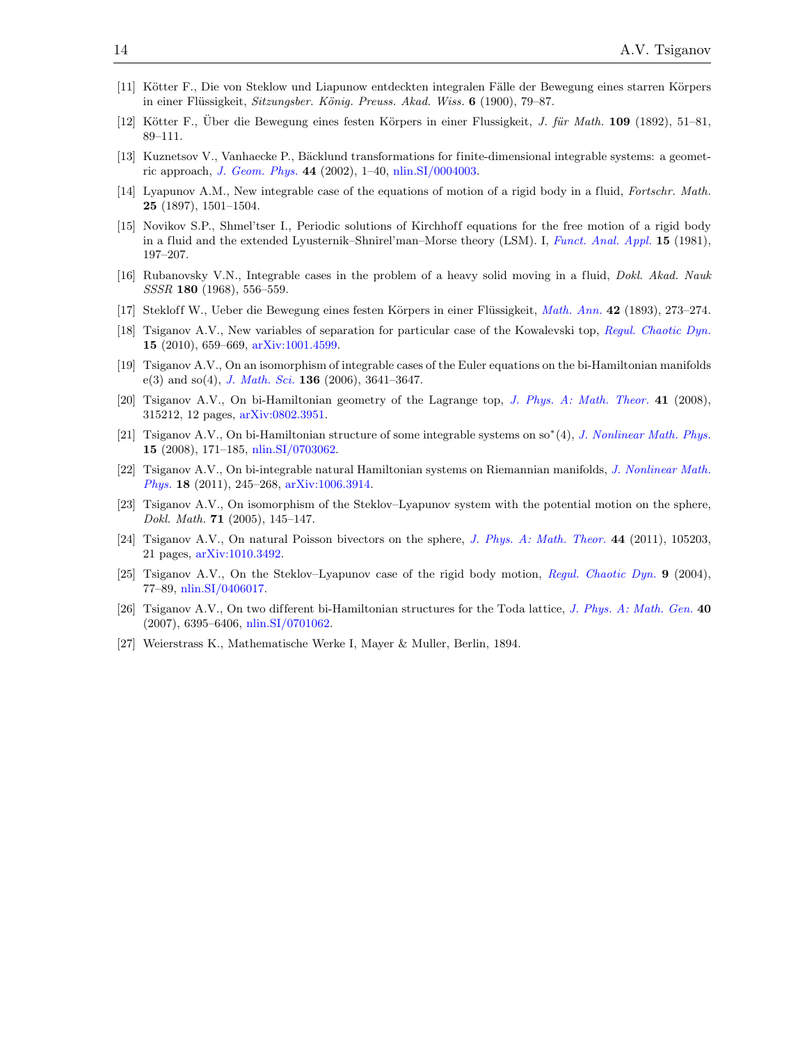[11] Kötter F., Die von Steklow und Liapunow entdeckten integralen Fälle der Bewegung eines starren Körpers in einer Flüssigkeit, *Sitzungsber. König. Preuss. Akad. Wiss.* **6** (1900), 79–87.

[12] Kötter F., Über die Bewegung eines festen Körpers in einer Flussigkeit, *J. für Math.* **109** (1892), 51–81, 89–111.

[13] Kuznetsov V., Vanhaecke P., Bäcklund transformations for finite-dimensional integrable systems: a geometric approach, *J. Geom. Phys.* **44** (2002), 1–40, nlin.SI/0004003.

[14] Lyapunov A.M., New integrable case of the equations of motion of a rigid body in a fluid, *Fortschr. Math.* **25** (1897), 1501–1504.

[15] Novikov S.P., Shmel'tser I., Periodic solutions of Kirchhoff equations for the free motion of a rigid body in a fluid and the extended Lyusternik–Shnirel'man–Morse theory (LSM). I, *Funct. Anal. Appl.* **15** (1981), 197–207.

[16] Rubanovsky V.N., Integrable cases in the problem of a heavy solid moving in a fluid, *Dokl. Akad. Nauk SSSR* **180** (1968), 556–559.

[17] Stekloff W., Ueber die Bewegung eines festen Körpers in einer Flüssigkeit, *Math. Ann.* **42** (1893), 273–274.

[18] Tsiganov A.V., New variables of separation for particular case of the Kowalevski top, *Regul. Chaotic Dyn.* **15** (2010), 659–669, arXiv:1001.4599.

[19] Tsiganov A.V., On an isomorphism of integrable cases of the Euler equations on the bi-Hamiltonian manifolds e(3) and so(4), *J. Math. Sci.* **136** (2006), 3641–3647.

[20] Tsiganov A.V., On bi-Hamiltonian geometry of the Lagrange top, *J. Phys. A: Math. Theor.* **41** (2008), 315212, 12 pages, arXiv:0802.3951.

[21] Tsiganov A.V., On bi-Hamiltonian structure of some integrable systems on so$^*(4)$, *J. Nonlinear Math. Phys.* **15** (2008), 171–185, nlin.SI/0703062.

[22] Tsiganov A.V., On bi-integrable natural Hamiltonian systems on Riemannian manifolds, *J. Nonlinear Math. Phys.* **18** (2011), 245–268, arXiv:1006.3914.

[23] Tsiganov A.V., On isomorphism of the Steklov–Lyapunov system with the potential motion on the sphere, *Dokl. Math.* **71** (2005), 145–147.

[24] Tsiganov A.V., On natural Poisson bivectors on the sphere, *J. Phys. A: Math. Theor.* **44** (2011), 105203, 21 pages, arXiv:1010.3492.

[25] Tsiganov A.V., On the Steklov–Lyapunov case of the rigid body motion, *Regul. Chaotic Dyn.* **9** (2004), 77–89, nlin.SI/0406017.

[26] Tsiganov A.V., On two different bi-Hamiltonian structures for the Toda lattice, *J. Phys. A: Math. Gen.* **40** (2007), 6395–6406, nlin.SI/0701062.

[27] Weierstrass K., Mathematische Werke I, Mayer & Muller, Berlin, 1894.